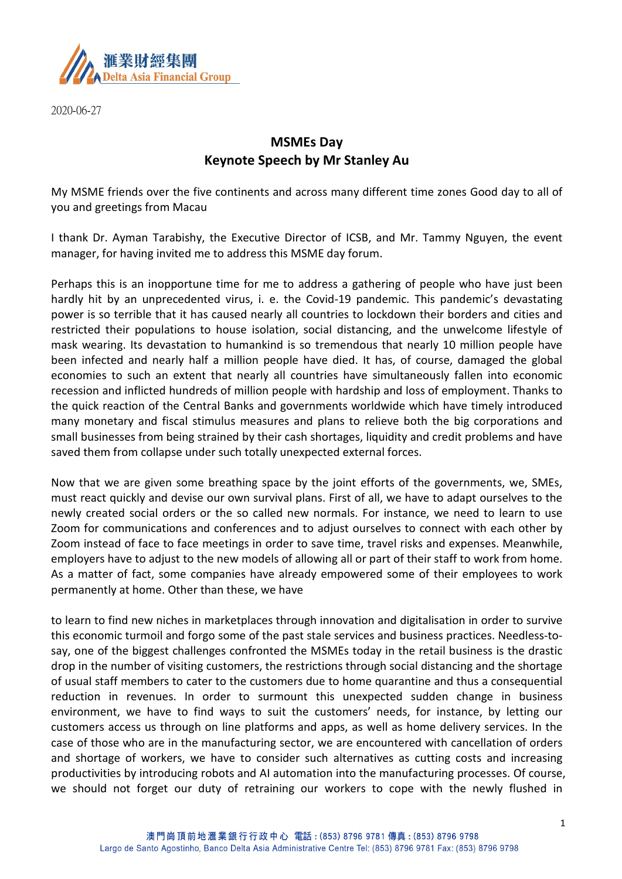2020-06-27

# MSMEs Day
## Keynote Speech by Mr Stanley Au

My MSME friends over the five continents and across many different time zones Good day to all of you and greetings from Macau

I thank Dr. Ayman Tarabishy, the Executive Director of ICSB, and Mr. Tammy Nguyen, the event manager, for having invited me to address this MSME day forum.

Perhaps this is an inopportune time for me to address a gathering of people who have just been hardly hit by an unprecedented virus, i. e. the Covid-19 pandemic. This pandemic's devastating power is so terrible that it has caused nearly all countries to lockdown their borders and cities and restricted their populations to house isolation, social distancing, and the unwelcome lifestyle of mask wearing. Its devastation to humankind is so tremendous that nearly 10 million people have been infected and nearly half a million people have died. It has, of course, damaged the global economies to such an extent that nearly all countries have simultaneously fallen into economic recession and inflicted hundreds of million people with hardship and loss of employment. Thanks to the quick reaction of the Central Banks and governments worldwide which have timely introduced many monetary and fiscal stimulus measures and plans to relieve both the big corporations and small businesses from being strained by their cash shortages, liquidity and credit problems and have saved them from collapse under such totally unexpected external forces.

Now that we are given some breathing space by the joint efforts of the governments, we, SMEs, must react quickly and devise our own survival plans. First of all, we have to adapt ourselves to the newly created social orders or the so called new normals. For instance, we need to learn to use Zoom for communications and conferences and to adjust ourselves to connect with each other by Zoom instead of face to face meetings in order to save time, travel risks and expenses. Meanwhile, employers have to adjust to the new models of allowing all or part of their staff to work from home. As a matter of fact, some companies have already empowered some of their employees to work permanently at home. Other than these, we have to learn to find new niches in marketplaces through innovation and digitalisation in order to survive this economic turmoil and forgo some of the past stale services and business practices. Needless-to-say, one of the biggest challenges confronted the MSMEs today in the retail business is the drastic drop in the number of visiting customers, the restrictions through social distancing and the shortage of usual staff members to cater to the customers due to home quarantine and thus a consequential reduction in revenues. In order to surmount this unexpected sudden change in business environment, we have to find ways to suit the customers' needs, for instance, by letting our customers access us through on line platforms and apps, as well as home delivery services. In the case of those who are in the manufacturing sector, we are encountered with cancellation of orders and shortage of workers, we have to consider such alternatives as cutting costs and increasing productivities by introducing robots and AI automation into the manufacturing processes. Of course, we should not forget our duty of retraining our workers to cope with the newly flushed in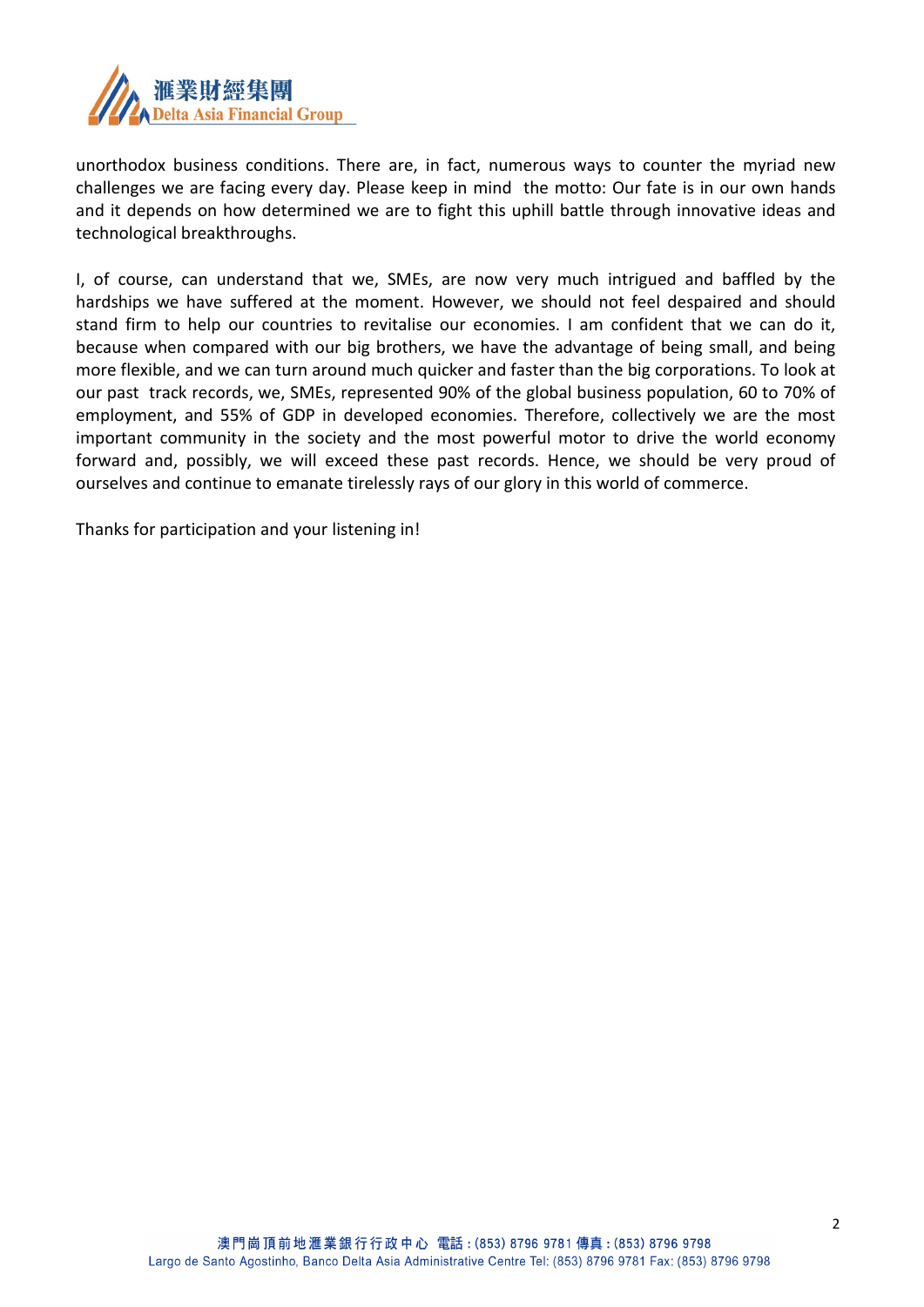unorthodox business conditions. There are, in fact, numerous ways to counter the myriad new challenges we are facing every day. Please keep in mind the motto: Our fate is in our own hands and it depends on how determined we are to fight this uphill battle through innovative ideas and technological breakthroughs.

I, of course, can understand that we, SMEs, are now very much intrigued and baffled by the hardships we have suffered at the moment. However, we should not feel despaired and should stand firm to help our countries to revitalise our economies. I am confident that we can do it, because when compared with our big brothers, we have the advantage of being small, and being more flexible, and we can turn around much quicker and faster than the big corporations. To look at our past track records, we, SMEs, represented 90% of the global business population, 60 to 70% of employment, and 55% of GDP in developed economies. Therefore, collectively we are the most important community in the society and the most powerful motor to drive the world economy forward and, possibly, we will exceed these past records. Hence, we should be very proud of ourselves and continue to emanate tirelessly rays of our glory in this world of commerce.

Thanks for participation and your listening in!